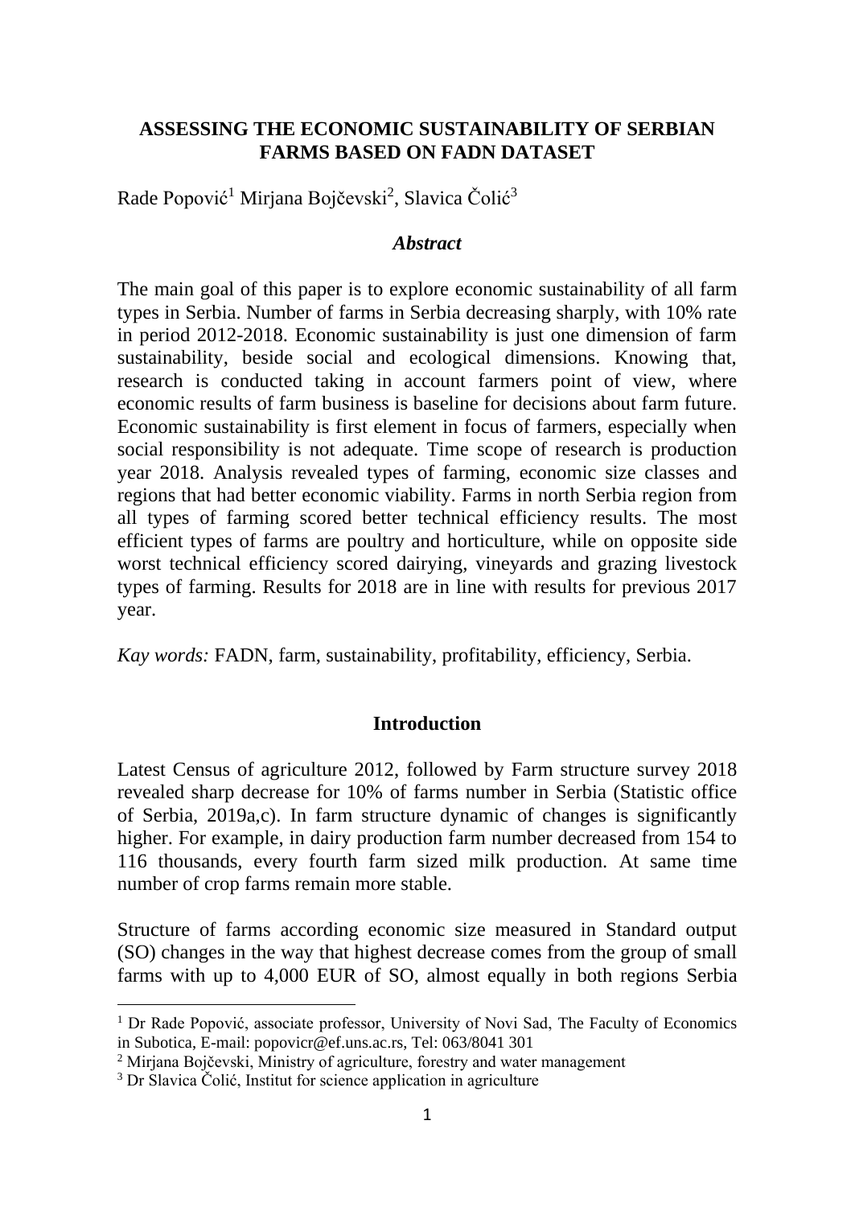# ASSESSING THE ECONOMIC SUSTAINABILITY OF SERBIAN FARMS BASED ON FADN DATASET

Rade Popović[1] Mirjana Bojčevski[2], Slavica Čolić[3]

### *Abstract*

The main goal of this paper is to explore economic sustainability of all farm types in Serbia. Number of farms in Serbia decreasing sharply, with 10% rate in period 2012-2018. Economic sustainability is just one dimension of farm sustainability, beside social and ecological dimensions. Knowing that, research is conducted taking in account farmers point of view, where economic results of farm business is baseline for decisions about farm future. Economic sustainability is first element in focus of farmers, especially when social responsibility is not adequate. Time scope of research is production year 2018. Analysis revealed types of farming, economic size classes and regions that had better economic viability. Farms in north Serbia region from all types of farming scored better technical efficiency results. The most efficient types of farms are poultry and horticulture, while on opposite side worst technical efficiency scored dairying, vineyards and grazing livestock types of farming. Results for 2018 are in line with results for previous 2017 year.

*Kay words:* FADN, farm, sustainability, profitability, efficiency, Serbia.

## Introduction

Latest Census of agriculture 2012, followed by Farm structure survey 2018 revealed sharp decrease for 10% of farms number in Serbia (Statistic office of Serbia, 2019a,c). In farm structure dynamic of changes is significantly higher. For example, in dairy production farm number decreased from 154 to 116 thousands, every fourth farm sized milk production. At same time number of crop farms remain more stable.

Structure of farms according economic size measured in Standard output (SO) changes in the way that highest decrease comes from the group of small farms with up to 4,000 EUR of SO, almost equally in both regions Serbia

---

[1] Dr Rade Popović, associate professor, University of Novi Sad, The Faculty of Economics in Subotica, E-mail: popovicr@ef.uns.ac.rs, Tel: 063/8041 301

[2] Mirjana Bojčevski, Ministry of agriculture, forestry and water management

[3] Dr Slavica Čolić, Institut for science application in agriculture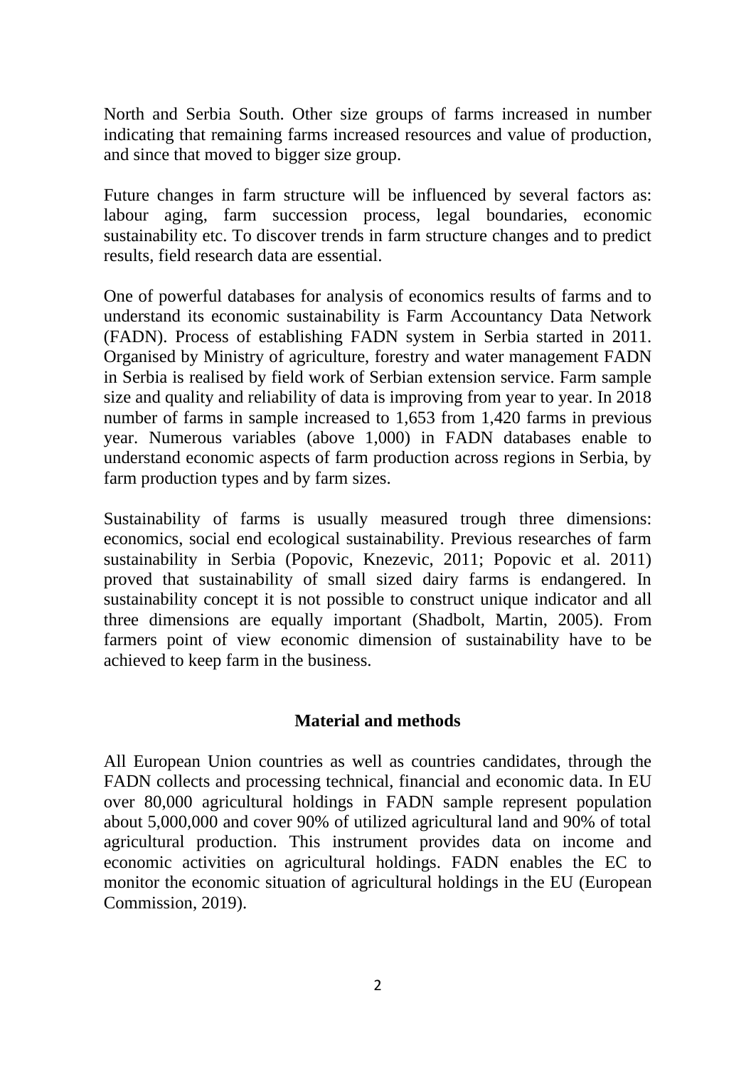North and Serbia South. Other size groups of farms increased in number indicating that remaining farms increased resources and value of production, and since that moved to bigger size group.

Future changes in farm structure will be influenced by several factors as: labour aging, farm succession process, legal boundaries, economic sustainability etc. To discover trends in farm structure changes and to predict results, field research data are essential.

One of powerful databases for analysis of economics results of farms and to understand its economic sustainability is Farm Accountancy Data Network (FADN). Process of establishing FADN system in Serbia started in 2011. Organised by Ministry of agriculture, forestry and water management FADN in Serbia is realised by field work of Serbian extension service. Farm sample size and quality and reliability of data is improving from year to year. In 2018 number of farms in sample increased to 1,653 from 1,420 farms in previous year. Numerous variables (above 1,000) in FADN databases enable to understand economic aspects of farm production across regions in Serbia, by farm production types and by farm sizes.

Sustainability of farms is usually measured trough three dimensions: economics, social end ecological sustainability. Previous researches of farm sustainability in Serbia (Popovic, Knezevic, 2011; Popovic et al. 2011) proved that sustainability of small sized dairy farms is endangered. In sustainability concept it is not possible to construct unique indicator and all three dimensions are equally important (Shadbolt, Martin, 2005). From farmers point of view economic dimension of sustainability have to be achieved to keep farm in the business.

## Material and methods

All European Union countries as well as countries candidates, through the FADN collects and processing technical, financial and economic data. In EU over 80,000 agricultural holdings in FADN sample represent population about 5,000,000 and cover 90% of utilized agricultural land and 90% of total agricultural production. This instrument provides data on income and economic activities on agricultural holdings. FADN enables the EC to monitor the economic situation of agricultural holdings in the EU (European Commission, 2019).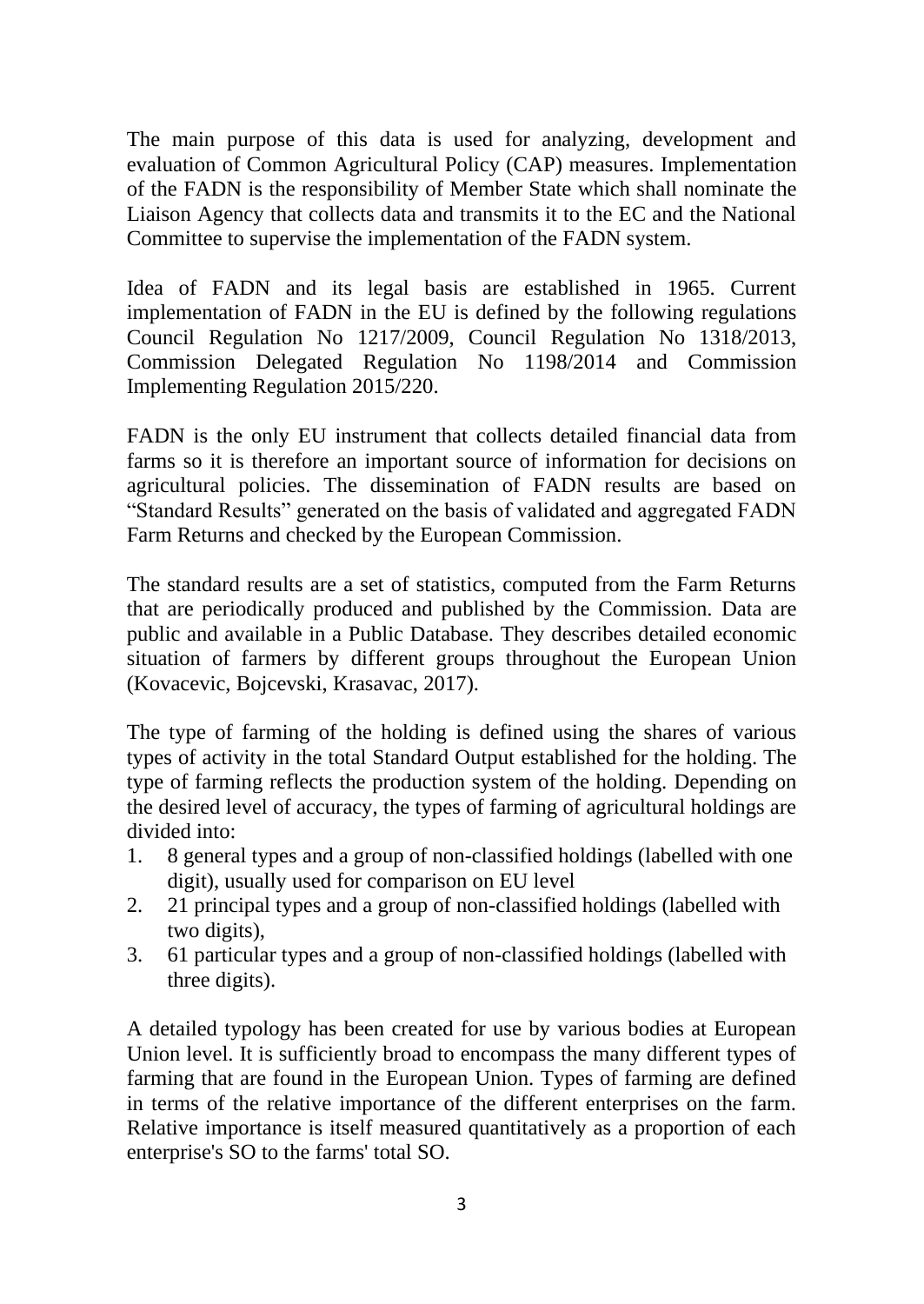The main purpose of this data is used for analyzing, development and evaluation of Common Agricultural Policy (CAP) measures. Implementation of the FADN is the responsibility of Member State which shall nominate the Liaison Agency that collects data and transmits it to the EC and the National Committee to supervise the implementation of the FADN system.

Idea of FADN and its legal basis are established in 1965. Current implementation of FADN in the EU is defined by the following regulations Council Regulation No 1217/2009, Council Regulation No 1318/2013, Commission Delegated Regulation No 1198/2014 and Commission Implementing Regulation 2015/220.

FADN is the only EU instrument that collects detailed financial data from farms so it is therefore an important source of information for decisions on agricultural policies. The dissemination of FADN results are based on "Standard Results" generated on the basis of validated and aggregated FADN Farm Returns and checked by the European Commission.

The standard results are a set of statistics, computed from the Farm Returns that are periodically produced and published by the Commission. Data are public and available in a Public Database. They describes detailed economic situation of farmers by different groups throughout the European Union (Kovacevic, Bojcevski, Krasavac, 2017).

The type of farming of the holding is defined using the shares of various types of activity in the total Standard Output established for the holding. The type of farming reflects the production system of the holding. Depending on the desired level of accuracy, the types of farming of agricultural holdings are divided into:

1. 8 general types and a group of non-classified holdings (labelled with one digit), usually used for comparison on EU level
2. 21 principal types and a group of non-classified holdings (labelled with two digits),
3. 61 particular types and a group of non-classified holdings (labelled with three digits).

A detailed typology has been created for use by various bodies at European Union level. It is sufficiently broad to encompass the many different types of farming that are found in the European Union. Types of farming are defined in terms of the relative importance of the different enterprises on the farm. Relative importance is itself measured quantitatively as a proportion of each enterprise's SO to the farms' total SO.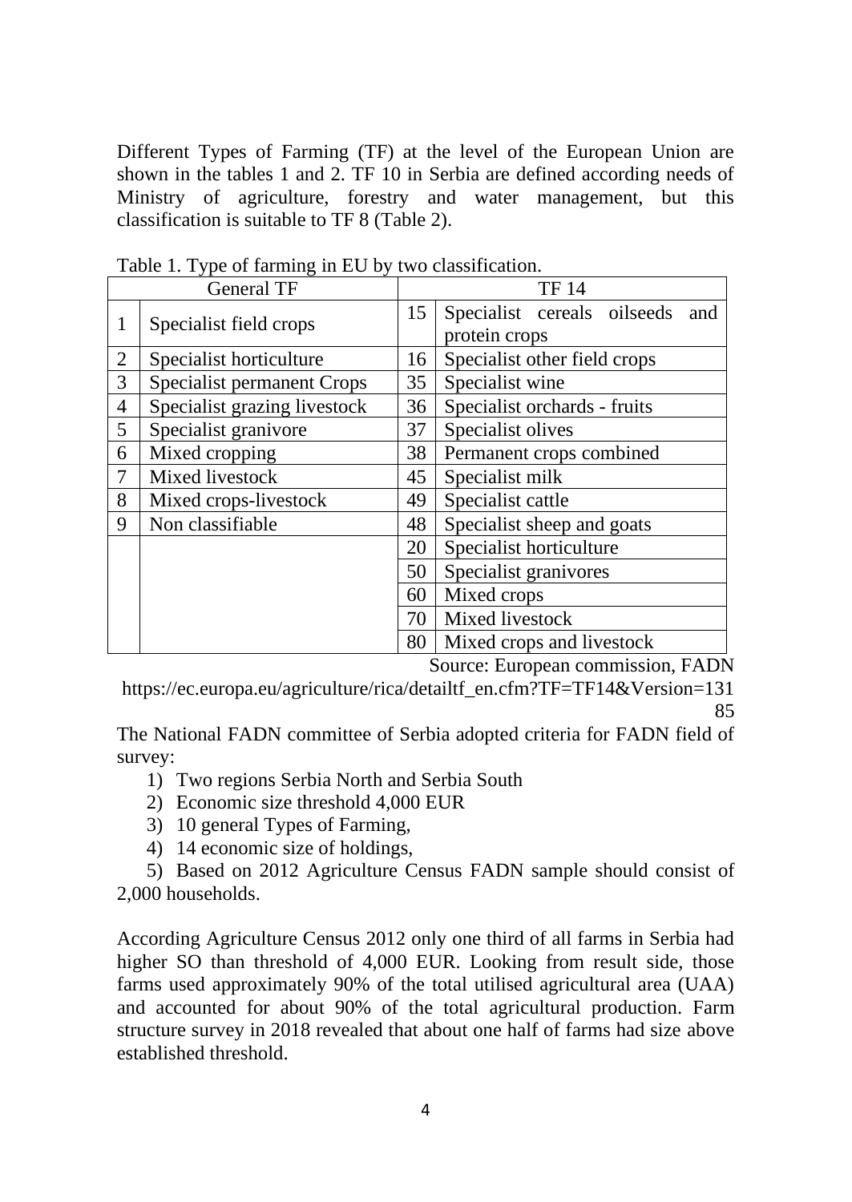Different Types of Farming (TF) at the level of the European Union are shown in the tables 1 and 2. TF 10 in Serbia are defined according needs of Ministry of agriculture, forestry and water management, but this classification is suitable to TF 8 (Table 2).

Table 1. Type of farming in EU by two classification.

| General TF | | TF 14 | |
|---|---|---|---|
| 1 | Specialist field crops | 15 | Specialist cereals oilseeds and protein crops |
| 2 | Specialist horticulture | 16 | Specialist other field crops |
| 3 | Specialist permanent Crops | 35 | Specialist wine |
| 4 | Specialist grazing livestock | 36 | Specialist orchards - fruits |
| 5 | Specialist granivore | 37 | Specialist olives |
| 6 | Mixed cropping | 38 | Permanent crops combined |
| 7 | Mixed livestock | 45 | Specialist milk |
| 8 | Mixed crops-livestock | 49 | Specialist cattle |
| 9 | Non classifiable | 48 | Specialist sheep and goats |
| | | 20 | Specialist horticulture |
| | | 50 | Specialist granivores |
| | | 60 | Mixed crops |
| | | 70 | Mixed livestock |
| | | 80 | Mixed crops and livestock |

Source: European commission, FADN https://ec.europa.eu/agriculture/rica/detailtf_en.cfm?TF=TF14&Version=13185

The National FADN committee of Serbia adopted criteria for FADN field of survey:

1) Two regions Serbia North and Serbia South
2) Economic size threshold 4,000 EUR
3) 10 general Types of Farming,
4) 14 economic size of holdings,
5) Based on 2012 Agriculture Census FADN sample should consist of 2,000 households.

According Agriculture Census 2012 only one third of all farms in Serbia had higher SO than threshold of 4,000 EUR. Looking from result side, those farms used approximately 90% of the total utilised agricultural area (UAA) and accounted for about 90% of the total agricultural production. Farm structure survey in 2018 revealed that about one half of farms had size above established threshold.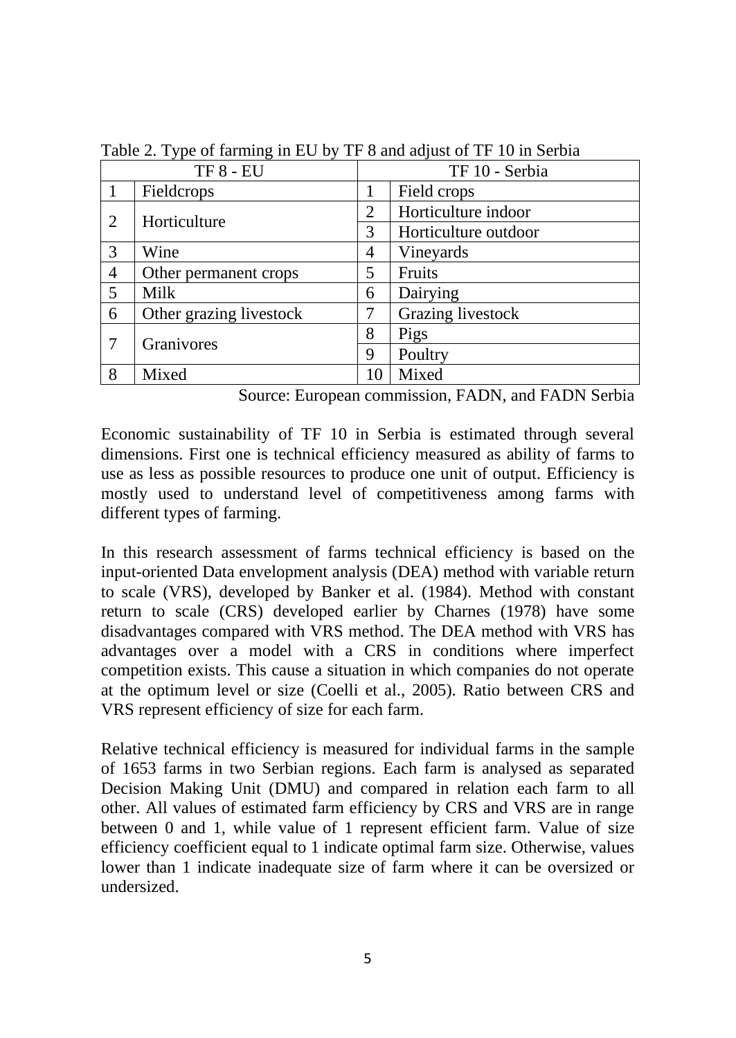Table 2. Type of farming in EU by TF 8 and adjust of TF 10 in Serbia

| TF 8 - EU | | TF 10 - Serbia | |
|---|---|---|---|
| 1 | Fieldcrops | 1 | Field crops |
| 2 | Horticulture | 2 | Horticulture indoor |
| | | 3 | Horticulture outdoor |
| 3 | Wine | 4 | Vineyards |
| 4 | Other permanent crops | 5 | Fruits |
| 5 | Milk | 6 | Dairying |
| 6 | Other grazing livestock | 7 | Grazing livestock |
| 7 | Granivores | 8 | Pigs |
| | | 9 | Poultry |
| 8 | Mixed | 10 | Mixed |

Source: European commission, FADN, and FADN Serbia

Economic sustainability of TF 10 in Serbia is estimated through several dimensions. First one is technical efficiency measured as ability of farms to use as less as possible resources to produce one unit of output. Efficiency is mostly used to understand level of competitiveness among farms with different types of farming.

In this research assessment of farms technical efficiency is based on the input-oriented Data envelopment analysis (DEA) method with variable return to scale (VRS), developed by Banker et al. (1984). Method with constant return to scale (CRS) developed earlier by Charnes (1978) have some disadvantages compared with VRS method. The DEA method with VRS has advantages over a model with a CRS in conditions where imperfect competition exists. This cause a situation in which companies do not operate at the optimum level or size (Coelli et al., 2005). Ratio between CRS and VRS represent efficiency of size for each farm.

Relative technical efficiency is measured for individual farms in the sample of 1653 farms in two Serbian regions. Each farm is analysed as separated Decision Making Unit (DMU) and compared in relation each farm to all other. All values of estimated farm efficiency by CRS and VRS are in range between 0 and 1, while value of 1 represent efficient farm. Value of size efficiency coefficient equal to 1 indicate optimal farm size. Otherwise, values lower than 1 indicate inadequate size of farm where it can be oversized or undersized.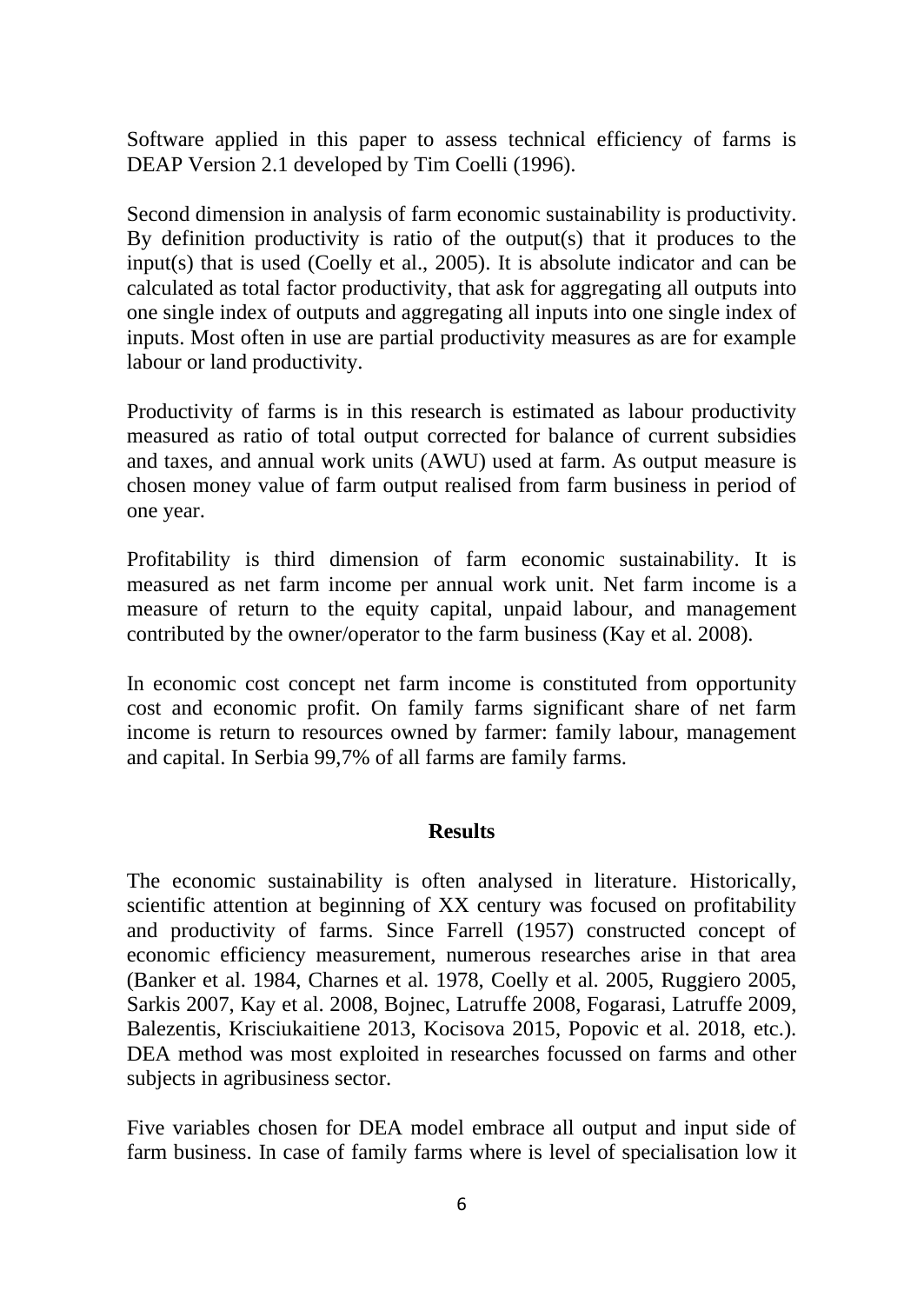Software applied in this paper to assess technical efficiency of farms is DEAP Version 2.1 developed by Tim Coelli (1996).

Second dimension in analysis of farm economic sustainability is productivity. By definition productivity is ratio of the output(s) that it produces to the input(s) that is used (Coelly et al., 2005). It is absolute indicator and can be calculated as total factor productivity, that ask for aggregating all outputs into one single index of outputs and aggregating all inputs into one single index of inputs. Most often in use are partial productivity measures as are for example labour or land productivity.

Productivity of farms is in this research is estimated as labour productivity measured as ratio of total output corrected for balance of current subsidies and taxes, and annual work units (AWU) used at farm. As output measure is chosen money value of farm output realised from farm business in period of one year.

Profitability is third dimension of farm economic sustainability. It is measured as net farm income per annual work unit. Net farm income is a measure of return to the equity capital, unpaid labour, and management contributed by the owner/operator to the farm business (Kay et al. 2008).

In economic cost concept net farm income is constituted from opportunity cost and economic profit. On family farms significant share of net farm income is return to resources owned by farmer: family labour, management and capital. In Serbia 99,7% of all farms are family farms.

## Results

The economic sustainability is often analysed in literature. Historically, scientific attention at beginning of XX century was focused on profitability and productivity of farms. Since Farrell (1957) constructed concept of economic efficiency measurement, numerous researches arise in that area (Banker et al. 1984, Charnes et al. 1978, Coelly et al. 2005, Ruggiero 2005, Sarkis 2007, Kay et al. 2008, Bojnec, Latruffe 2008, Fogarasi, Latruffe 2009, Balezentis, Krisciukaitiene 2013, Kocisova 2015, Popovic et al. 2018, etc.). DEA method was most exploited in researches focussed on farms and other subjects in agribusiness sector.

Five variables chosen for DEA model embrace all output and input side of farm business. In case of family farms where is level of specialisation low it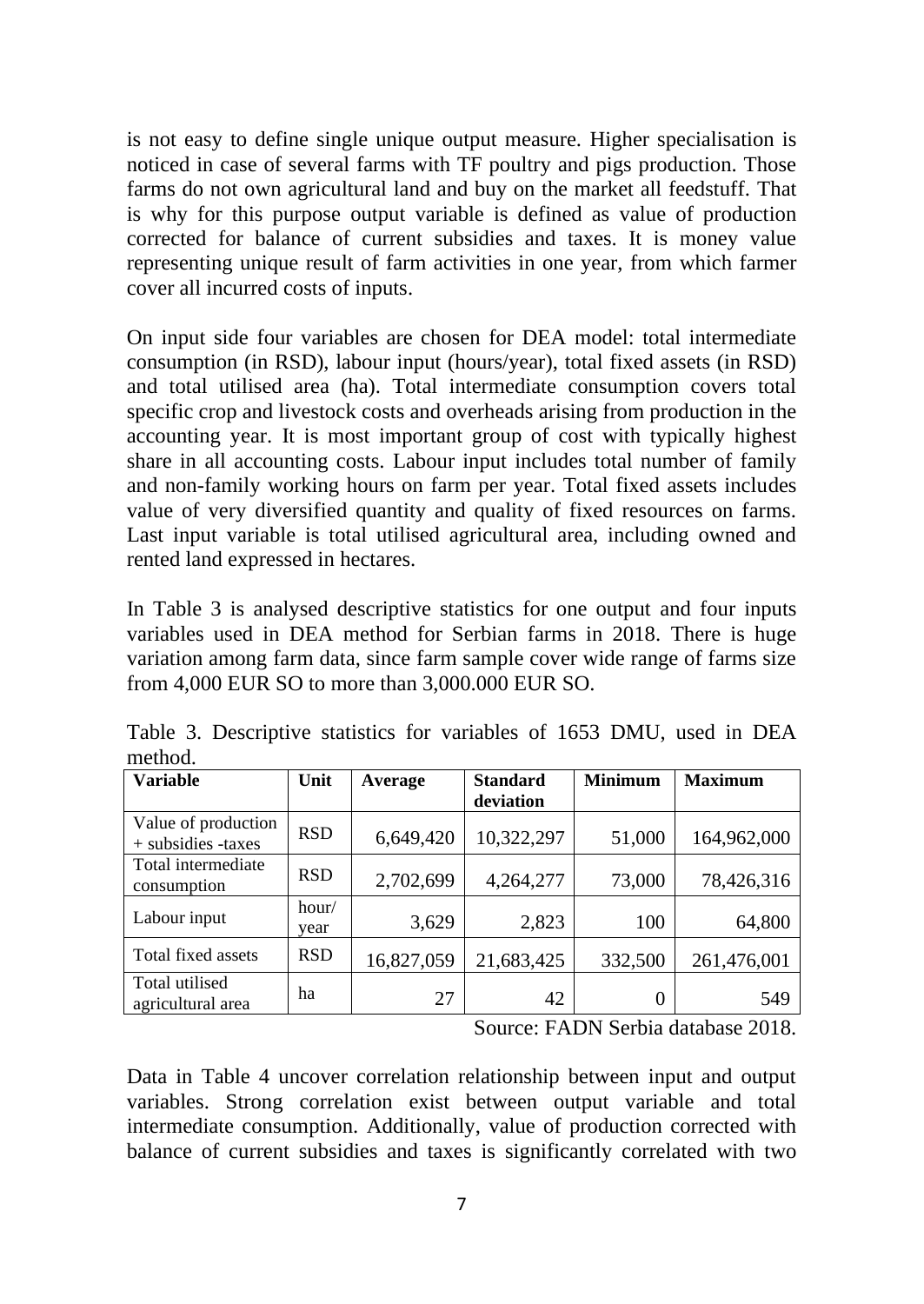is not easy to define single unique output measure. Higher specialisation is noticed in case of several farms with TF poultry and pigs production. Those farms do not own agricultural land and buy on the market all feedstuff. That is why for this purpose output variable is defined as value of production corrected for balance of current subsidies and taxes. It is money value representing unique result of farm activities in one year, from which farmer cover all incurred costs of inputs.

On input side four variables are chosen for DEA model: total intermediate consumption (in RSD), labour input (hours/year), total fixed assets (in RSD) and total utilised area (ha). Total intermediate consumption covers total specific crop and livestock costs and overheads arising from production in the accounting year. It is most important group of cost with typically highest share in all accounting costs. Labour input includes total number of family and non-family working hours on farm per year. Total fixed assets includes value of very diversified quantity and quality of fixed resources on farms. Last input variable is total utilised agricultural area, including owned and rented land expressed in hectares.

In Table 3 is analysed descriptive statistics for one output and four inputs variables used in DEA method for Serbian farms in 2018. There is huge variation among farm data, since farm sample cover wide range of farms size from 4,000 EUR SO to more than 3,000.000 EUR SO.

Table 3. Descriptive statistics for variables of 1653 DMU, used in DEA method.

| **Variable** | **Unit** | **Average** | **Standard deviation** | **Minimum** | **Maximum** |
|---|---|---|---|---|---|
| Value of production + subsidies -taxes | RSD | 6,649,420 | 10,322,297 | 51,000 | 164,962,000 |
| Total intermediate consumption | RSD | 2,702,699 | 4,264,277 | 73,000 | 78,426,316 |
| Labour input | hour/year | 3,629 | 2,823 | 100 | 64,800 |
| Total fixed assets | RSD | 16,827,059 | 21,683,425 | 332,500 | 261,476,001 |
| Total utilised agricultural area | ha | 27 | 42 | 0 | 549 |

Source: FADN Serbia database 2018.

Data in Table 4 uncover correlation relationship between input and output variables. Strong correlation exist between output variable and total intermediate consumption. Additionally, value of production corrected with balance of current subsidies and taxes is significantly correlated with two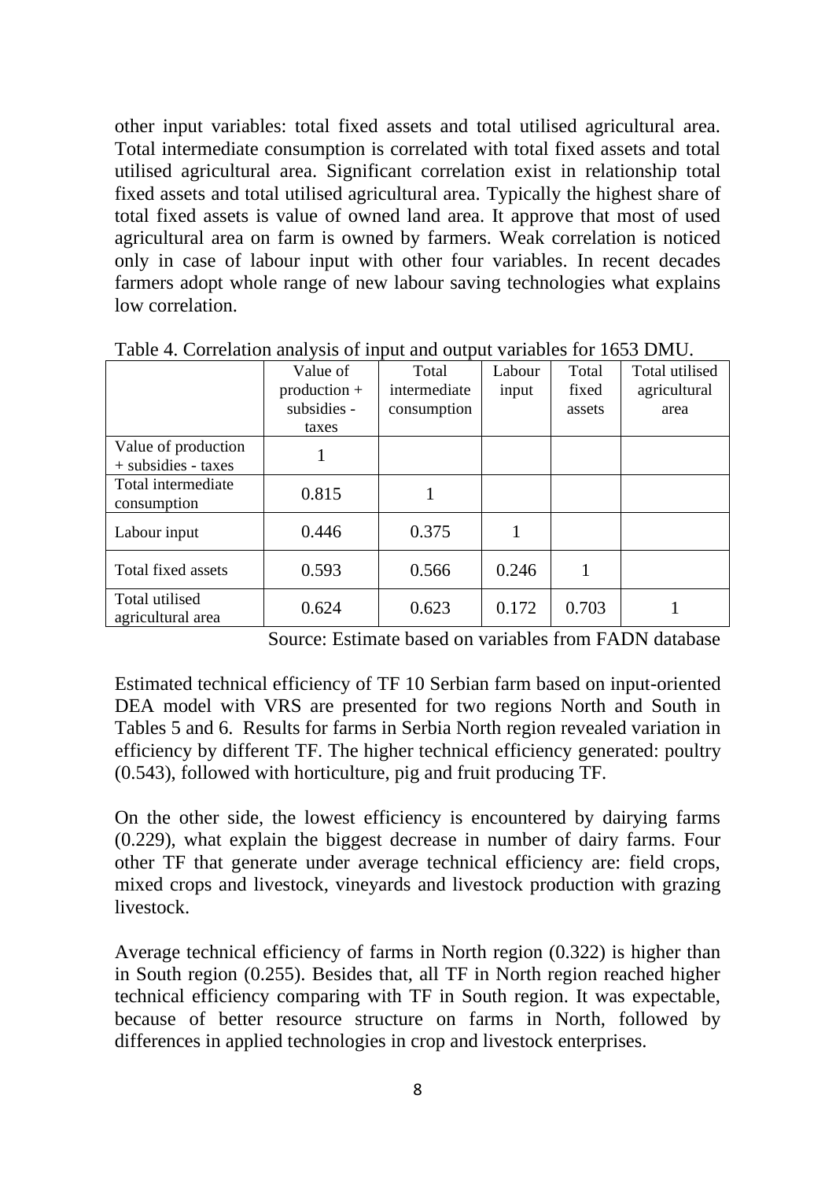other input variables: total fixed assets and total utilised agricultural area. Total intermediate consumption is correlated with total fixed assets and total utilised agricultural area. Significant correlation exist in relationship total fixed assets and total utilised agricultural area. Typically the highest share of total fixed assets is value of owned land area. It approve that most of used agricultural area on farm is owned by farmers. Weak correlation is noticed only in case of labour input with other four variables. In recent decades farmers adopt whole range of new labour saving technologies what explains low correlation.

Table 4. Correlation analysis of input and output variables for 1653 DMU.

| | Value of production + subsidies - taxes | Total intermediate consumption | Labour input | Total fixed assets | Total utilised agricultural area |
|---|---|---|---|---|---|
| Value of production + subsidies - taxes | 1 | | | | |
| Total intermediate consumption | 0.815 | 1 | | | |
| Labour input | 0.446 | 0.375 | 1 | | |
| Total fixed assets | 0.593 | 0.566 | 0.246 | 1 | |
| Total utilised agricultural area | 0.624 | 0.623 | 0.172 | 0.703 | 1 |

Source: Estimate based on variables from FADN database

Estimated technical efficiency of TF 10 Serbian farm based on input-oriented DEA model with VRS are presented for two regions North and South in Tables 5 and 6. Results for farms in Serbia North region revealed variation in efficiency by different TF. The higher technical efficiency generated: poultry (0.543), followed with horticulture, pig and fruit producing TF.

On the other side, the lowest efficiency is encountered by dairying farms (0.229), what explain the biggest decrease in number of dairy farms. Four other TF that generate under average technical efficiency are: field crops, mixed crops and livestock, vineyards and livestock production with grazing livestock.

Average technical efficiency of farms in North region (0.322) is higher than in South region (0.255). Besides that, all TF in North region reached higher technical efficiency comparing with TF in South region. It was expectable, because of better resource structure on farms in North, followed by differences in applied technologies in crop and livestock enterprises.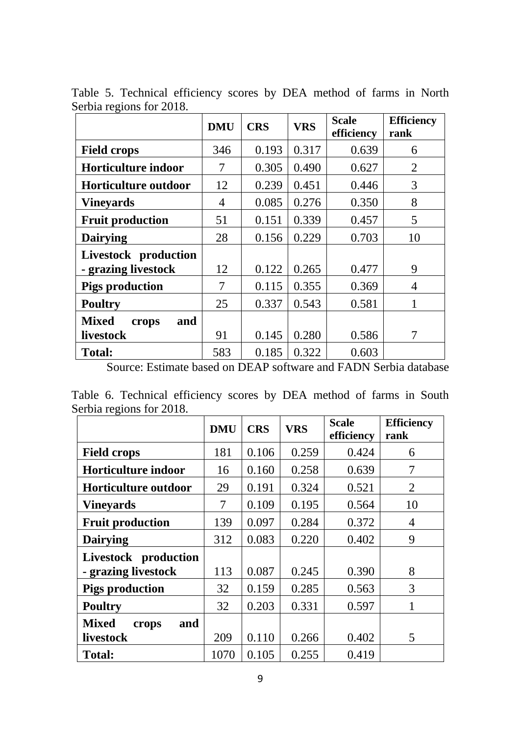Table 5. Technical efficiency scores by DEA method of farms in North Serbia regions for 2018.

| | DMU | CRS | VRS | Scale efficiency | Efficiency rank |
|---|---|---|---|---|---|
| **Field crops** | 346 | 0.193 | 0.317 | 0.639 | 6 |
| **Horticulture indoor** | 7 | 0.305 | 0.490 | 0.627 | 2 |
| **Horticulture outdoor** | 12 | 0.239 | 0.451 | 0.446 | 3 |
| **Vineyards** | 4 | 0.085 | 0.276 | 0.350 | 8 |
| **Fruit production** | 51 | 0.151 | 0.339 | 0.457 | 5 |
| **Dairying** | 28 | 0.156 | 0.229 | 0.703 | 10 |
| **Livestock production - grazing livestock** | 12 | 0.122 | 0.265 | 0.477 | 9 |
| **Pigs production** | 7 | 0.115 | 0.355 | 0.369 | 4 |
| **Poultry** | 25 | 0.337 | 0.543 | 0.581 | 1 |
| **Mixed crops and livestock** | 91 | 0.145 | 0.280 | 0.586 | 7 |
| **Total:** | 583 | 0.185 | 0.322 | 0.603 | |

Source: Estimate based on DEAP software and FADN Serbia database

Table 6. Technical efficiency scores by DEA method of farms in South Serbia regions for 2018.

| | DMU | CRS | VRS | Scale efficiency | Efficiency rank |
|---|---|---|---|---|---|
| **Field crops** | 181 | 0.106 | 0.259 | 0.424 | 6 |
| **Horticulture indoor** | 16 | 0.160 | 0.258 | 0.639 | 7 |
| **Horticulture outdoor** | 29 | 0.191 | 0.324 | 0.521 | 2 |
| **Vineyards** | 7 | 0.109 | 0.195 | 0.564 | 10 |
| **Fruit production** | 139 | 0.097 | 0.284 | 0.372 | 4 |
| **Dairying** | 312 | 0.083 | 0.220 | 0.402 | 9 |
| **Livestock production - grazing livestock** | 113 | 0.087 | 0.245 | 0.390 | 8 |
| **Pigs production** | 32 | 0.159 | 0.285 | 0.563 | 3 |
| **Poultry** | 32 | 0.203 | 0.331 | 0.597 | 1 |
| **Mixed crops and livestock** | 209 | 0.110 | 0.266 | 0.402 | 5 |
| **Total:** | 1070 | 0.105 | 0.255 | 0.419 | |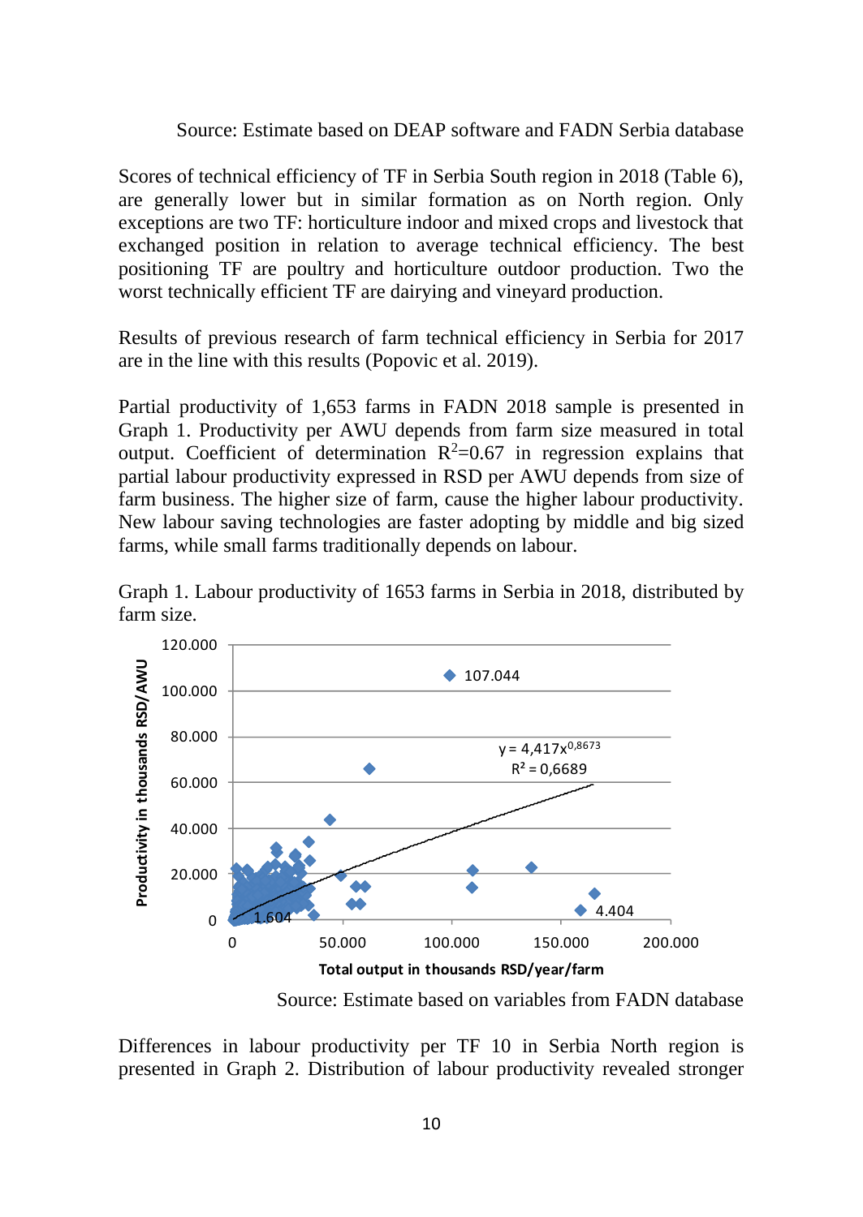Source: Estimate based on DEAP software and FADN Serbia database

Scores of technical efficiency of TF in Serbia South region in 2018 (Table 6), are generally lower but in similar formation as on North region. Only exceptions are two TF: horticulture indoor and mixed crops and livestock that exchanged position in relation to average technical efficiency. The best positioning TF are poultry and horticulture outdoor production. Two the worst technically efficient TF are dairying and vineyard production.

Results of previous research of farm technical efficiency in Serbia for 2017 are in the line with this results (Popovic et al. 2019).

Partial productivity of 1,653 farms in FADN 2018 sample is presented in Graph 1. Productivity per AWU depends from farm size measured in total output. Coefficient of determination $R^2$=0.67 in regression explains that partial labour productivity expressed in RSD per AWU depends from size of farm business. The higher size of farm, cause the higher labour productivity. New labour saving technologies are faster adopting by middle and big sized farms, while small farms traditionally depends on labour.

Graph 1. Labour productivity of 1653 farms in Serbia in 2018, distributed by farm size.

Source: Estimate based on variables from FADN database

Differences in labour productivity per TF 10 in Serbia North region is presented in Graph 2. Distribution of labour productivity revealed stronger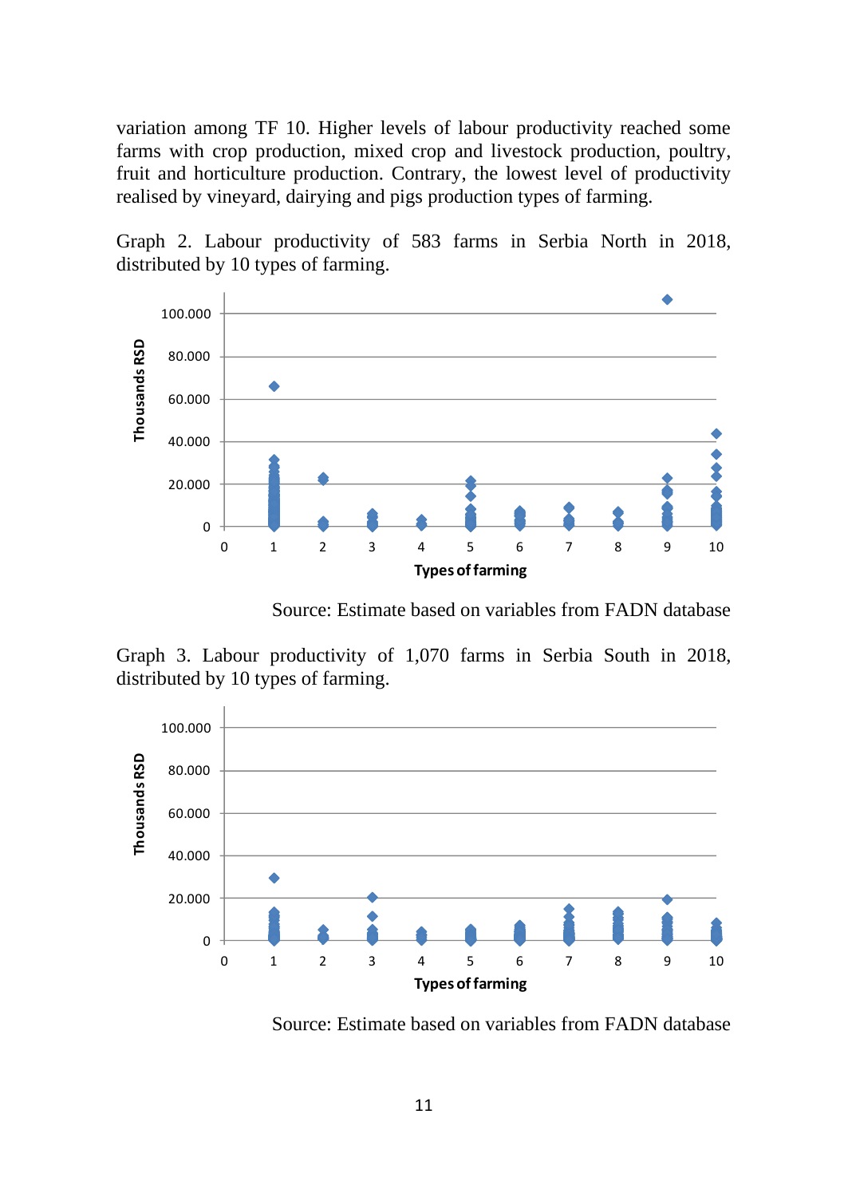variation among TF 10. Higher levels of labour productivity reached some farms with crop production, mixed crop and livestock production, poultry, fruit and horticulture production. Contrary, the lowest level of productivity realised by vineyard, dairying and pigs production types of farming.

Graph 2. Labour productivity of 583 farms in Serbia North in 2018, distributed by 10 types of farming.

Source: Estimate based on variables from FADN database

Graph 3. Labour productivity of 1,070 farms in Serbia South in 2018, distributed by 10 types of farming.

Source: Estimate based on variables from FADN database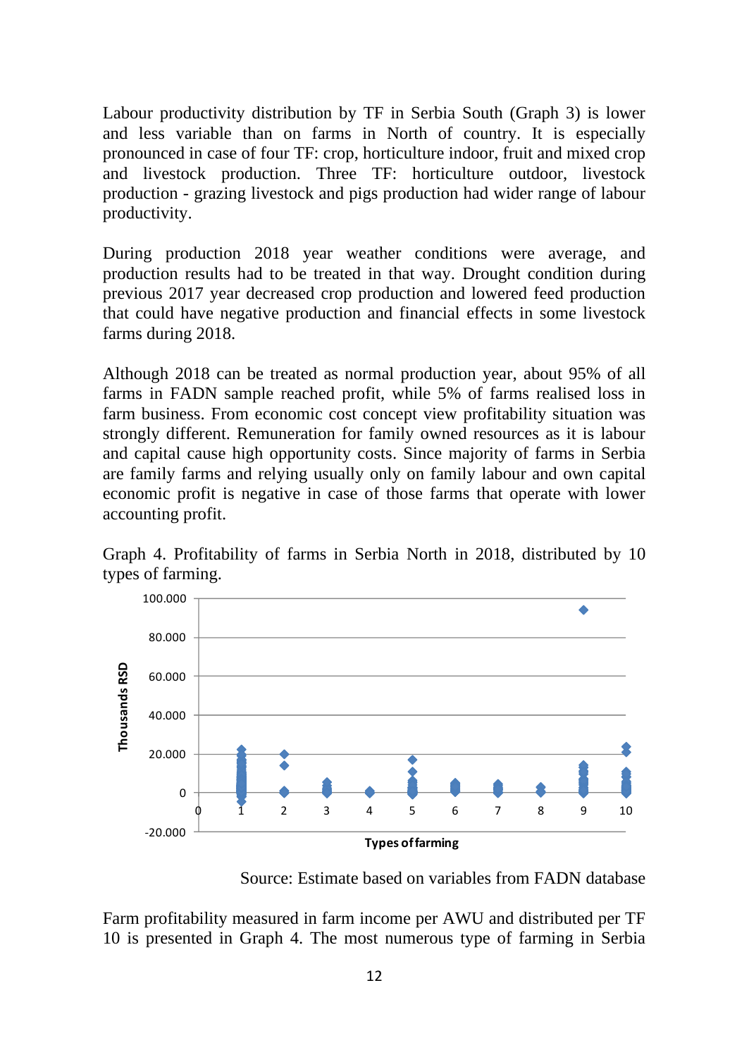Labour productivity distribution by TF in Serbia South (Graph 3) is lower and less variable than on farms in North of country. It is especially pronounced in case of four TF: crop, horticulture indoor, fruit and mixed crop and livestock production. Three TF: horticulture outdoor, livestock production - grazing livestock and pigs production had wider range of labour productivity.

During production 2018 year weather conditions were average, and production results had to be treated in that way. Drought condition during previous 2017 year decreased crop production and lowered feed production that could have negative production and financial effects in some livestock farms during 2018.

Although 2018 can be treated as normal production year, about 95% of all farms in FADN sample reached profit, while 5% of farms realised loss in farm business. From economic cost concept view profitability situation was strongly different. Remuneration for family owned resources as it is labour and capital cause high opportunity costs. Since majority of farms in Serbia are family farms and relying usually only on family labour and own capital economic profit is negative in case of those farms that operate with lower accounting profit.

Graph 4. Profitability of farms in Serbia North in 2018, distributed by 10 types of farming.

Source: Estimate based on variables from FADN database

Farm profitability measured in farm income per AWU and distributed per TF 10 is presented in Graph 4. The most numerous type of farming in Serbia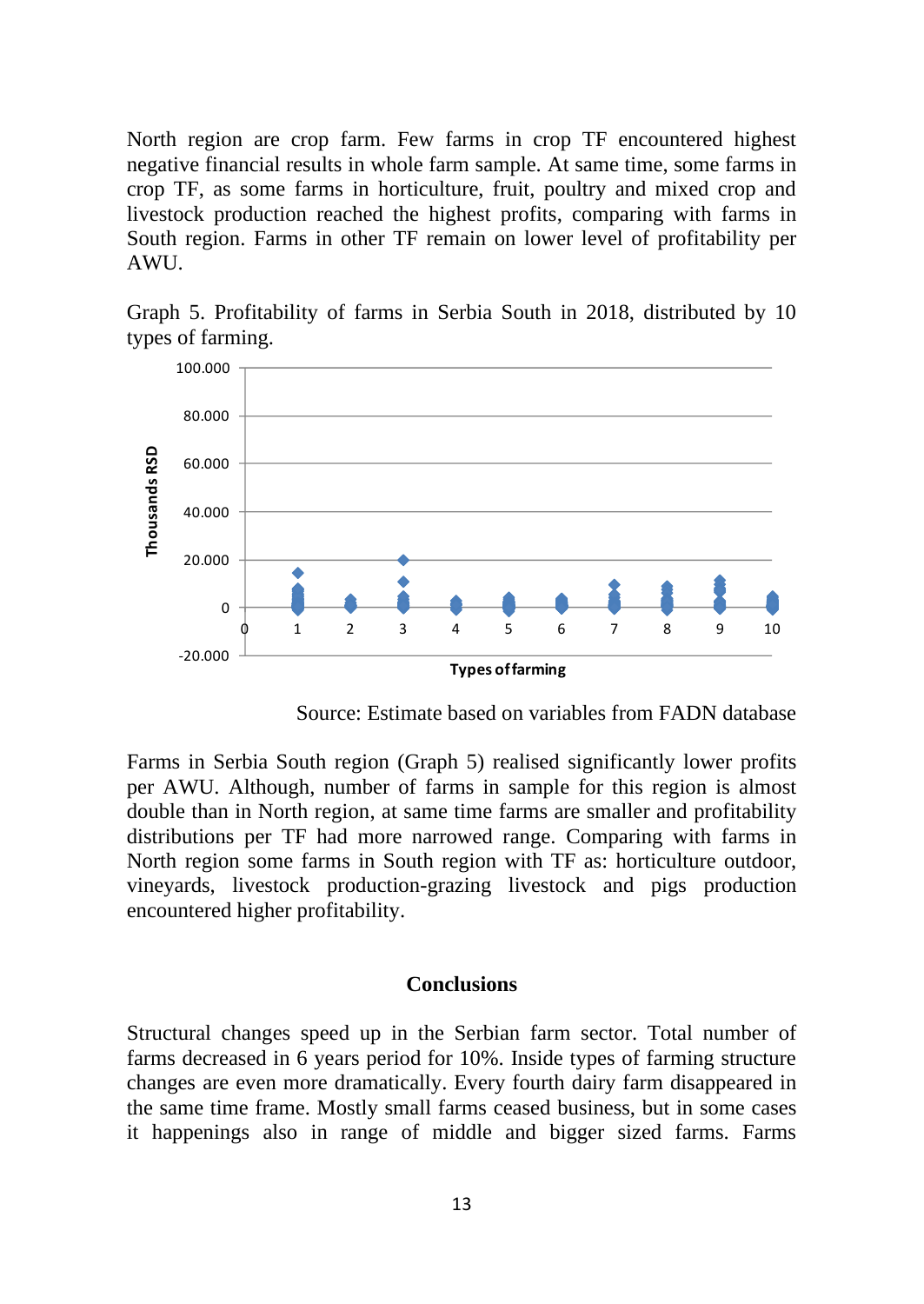North region are crop farm. Few farms in crop TF encountered highest negative financial results in whole farm sample. At same time, some farms in crop TF, as some farms in horticulture, fruit, poultry and mixed crop and livestock production reached the highest profits, comparing with farms in South region. Farms in other TF remain on lower level of profitability per AWU.

Graph 5. Profitability of farms in Serbia South in 2018, distributed by 10 types of farming.

Source: Estimate based on variables from FADN database

Farms in Serbia South region (Graph 5) realised significantly lower profits per AWU. Although, number of farms in sample for this region is almost double than in North region, at same time farms are smaller and profitability distributions per TF had more narrowed range. Comparing with farms in North region some farms in South region with TF as: horticulture outdoor, vineyards, livestock production-grazing livestock and pigs production encountered higher profitability.

## Conclusions

Structural changes speed up in the Serbian farm sector. Total number of farms decreased in 6 years period for 10%. Inside types of farming structure changes are even more dramatically. Every fourth dairy farm disappeared in the same time frame. Mostly small farms ceased business, but in some cases it happenings also in range of middle and bigger sized farms. Farms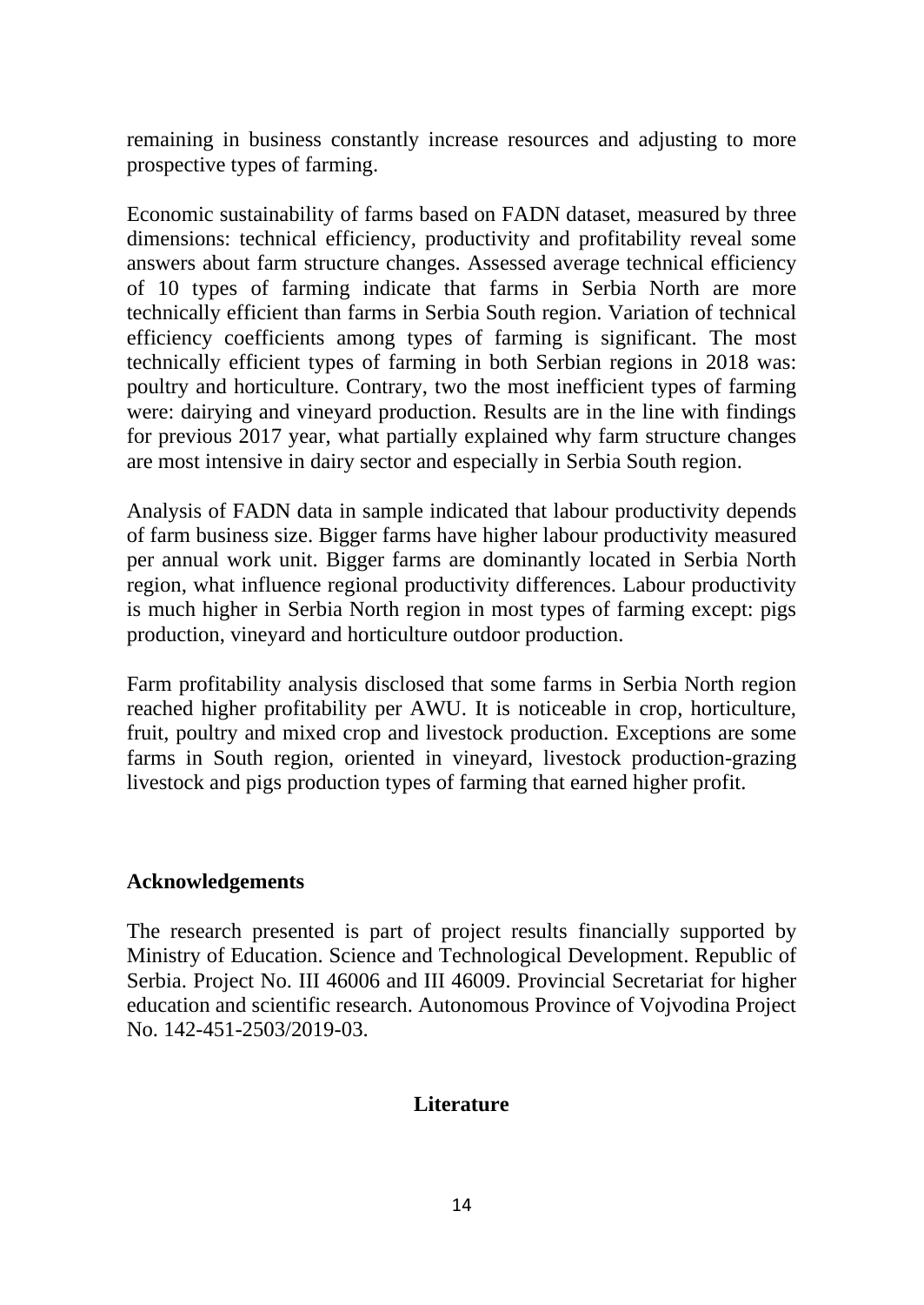remaining in business constantly increase resources and adjusting to more prospective types of farming.

Economic sustainability of farms based on FADN dataset, measured by three dimensions: technical efficiency, productivity and profitability reveal some answers about farm structure changes. Assessed average technical efficiency of 10 types of farming indicate that farms in Serbia North are more technically efficient than farms in Serbia South region. Variation of technical efficiency coefficients among types of farming is significant. The most technically efficient types of farming in both Serbian regions in 2018 was: poultry and horticulture. Contrary, two the most inefficient types of farming were: dairying and vineyard production. Results are in the line with findings for previous 2017 year, what partially explained why farm structure changes are most intensive in dairy sector and especially in Serbia South region.

Analysis of FADN data in sample indicated that labour productivity depends of farm business size. Bigger farms have higher labour productivity measured per annual work unit. Bigger farms are dominantly located in Serbia North region, what influence regional productivity differences. Labour productivity is much higher in Serbia North region in most types of farming except: pigs production, vineyard and horticulture outdoor production.

Farm profitability analysis disclosed that some farms in Serbia North region reached higher profitability per AWU. It is noticeable in crop, horticulture, fruit, poultry and mixed crop and livestock production. Exceptions are some farms in South region, oriented in vineyard, livestock production-grazing livestock and pigs production types of farming that earned higher profit.

## Acknowledgements

The research presented is part of project results financially supported by Ministry of Education. Science and Technological Development. Republic of Serbia. Project No. III 46006 and III 46009. Provincial Secretariat for higher education and scientific research. Autonomous Province of Vojvodina Project No. 142-451-2503/2019-03.

## Literature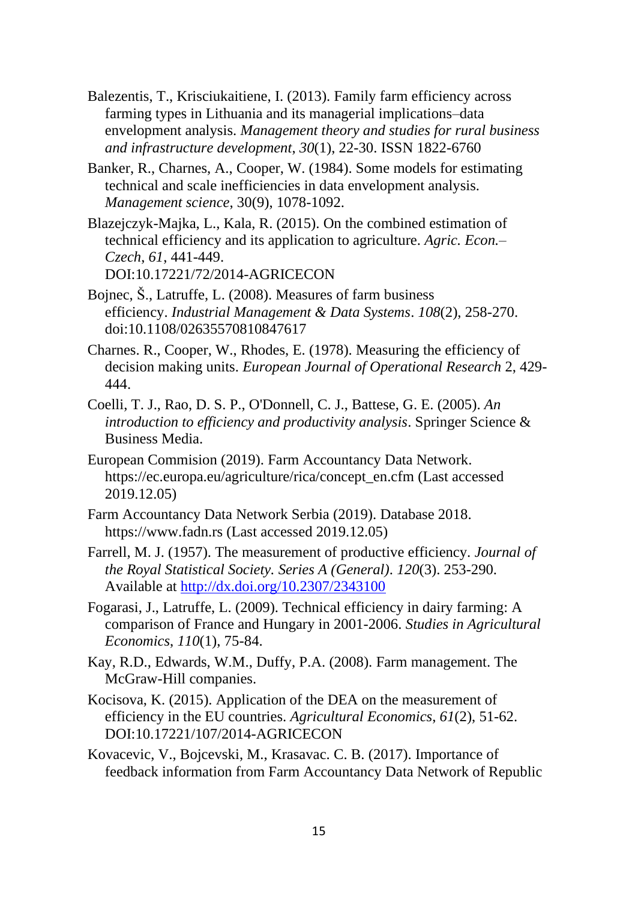Balezentis, T., Krisciukaitiene, I. (2013). Family farm efficiency across farming types in Lithuania and its managerial implications–data envelopment analysis. *Management theory and studies for rural business and infrastructure development*, *30*(1), 22-30. ISSN 1822-6760

Banker, R., Charnes, A., Cooper, W. (1984). Some models for estimating technical and scale inefficiencies in data envelopment analysis. *Management science*, 30(9), 1078-1092.

Blazejczyk-Majka, L., Kala, R. (2015). On the combined estimation of technical efficiency and its application to agriculture. *Agric. Econ.– Czech*, *61*, 441-449. DOI:10.17221/72/2014-AGRICECON

Bojnec, Š., Latruffe, L. (2008). Measures of farm business efficiency. *Industrial Management & Data Systems*. *108*(2), 258-270. doi:10.1108/02635570810847617

Charnes. R., Cooper, W., Rhodes, E. (1978). Measuring the efficiency of decision making units. *European Journal of Operational Research* 2, 429-444.

Coelli, T. J., Rao, D. S. P., O'Donnell, C. J., Battese, G. E. (2005). *An introduction to efficiency and productivity analysis*. Springer Science & Business Media.

European Commision (2019). Farm Accountancy Data Network. https://ec.europa.eu/agriculture/rica/concept_en.cfm (Last accessed 2019.12.05)

Farm Accountancy Data Network Serbia (2019). Database 2018. https://www.fadn.rs (Last accessed 2019.12.05)

Farrell, M. J. (1957). The measurement of productive efficiency. *Journal of the Royal Statistical Society. Series A (General)*. *120*(3). 253-290. Available at http://dx.doi.org/10.2307/2343100

Fogarasi, J., Latruffe, L. (2009). Technical efficiency in dairy farming: A comparison of France and Hungary in 2001-2006. *Studies in Agricultural Economics*, *110*(1), 75-84.

Kay, R.D., Edwards, W.M., Duffy, P.A. (2008). Farm management. The McGraw-Hill companies.

Kocisova, K. (2015). Application of the DEA on the measurement of efficiency in the EU countries. *Agricultural Economics*, *61*(2), 51-62. DOI:10.17221/107/2014-AGRICECON

Kovacevic, V., Bojcevski, M., Krasavac. C. B. (2017). Importance of feedback information from Farm Accountancy Data Network of Republic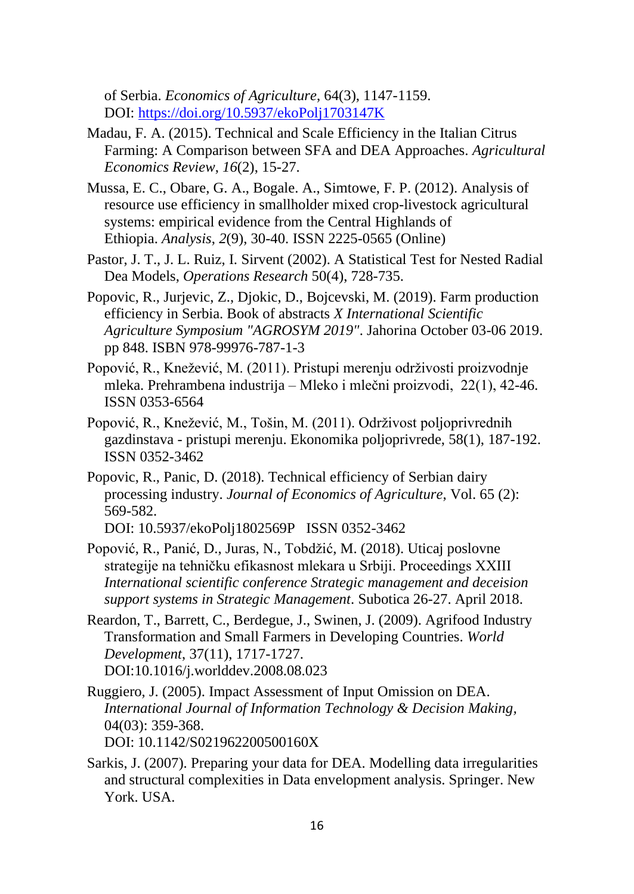of Serbia. *Economics of Agriculture*, 64(3), 1147-1159. DOI: https://doi.org/10.5937/ekoPolj1703147K

Madau, F. A. (2015). Technical and Scale Efficiency in the Italian Citrus Farming: A Comparison between SFA and DEA Approaches. *Agricultural Economics Review*, *16*(2), 15-27.

Mussa, E. C., Obare, G. A., Bogale. A., Simtowe, F. P. (2012). Analysis of resource use efficiency in smallholder mixed crop-livestock agricultural systems: empirical evidence from the Central Highlands of Ethiopia. *Analysis*, *2*(9), 30-40. ISSN 2225-0565 (Online)

Pastor, J. T., J. L. Ruiz, I. Sirvent (2002). A Statistical Test for Nested Radial Dea Models, *Operations Research* 50(4), 728-735.

Popovic, R., Jurjevic, Z., Djokic, D., Bojcevski, M. (2019). Farm production efficiency in Serbia. Book of abstracts *X International Scientific Agriculture Symposium "AGROSYM 2019"*. Jahorina October 03-06 2019. pp 848. ISBN 978-99976-787-1-3

Popović, R., Knežević, M. (2011). Pristupi merenju održivosti proizvodnje mleka. Prehrambena industrija – Mleko i mlečni proizvodi, 22(1), 42-46. ISSN 0353-6564

Popović, R., Knežević, M., Tošin, M. (2011). Održivost poljoprivrednih gazdinstava - pristupi merenju. Ekonomika poljoprivrede, 58(1), 187-192. ISSN 0352-3462

Popovic, R., Panic, D. (2018). Technical efficiency of Serbian dairy processing industry. *Journal of Economics of Agriculture*, Vol. 65 (2): 569-582. DOI: 10.5937/ekoPolj1802569P ISSN 0352-3462

Popović, R., Panić, D., Juras, N., Tobdžić, M. (2018). Uticaj poslovne strategije na tehničku efikasnost mlekara u Srbiji. Proceedings XXIII *International scientific conference Strategic management and deceision support systems in Strategic Management*. Subotica 26-27. April 2018.

Reardon, T., Barrett, C., Berdegue, J., Swinen, J. (2009). Agrifood Industry Transformation and Small Farmers in Developing Countries. *World Development*, 37(11), 1717-1727. DOI:10.1016/j.worlddev.2008.08.023

Ruggiero, J. (2005). Impact Assessment of Input Omission on DEA. *International Journal of Information Technology & Decision Making*, 04(03): 359-368. DOI: 10.1142/S021962200500160X

Sarkis, J. (2007). Preparing your data for DEA. Modelling data irregularities and structural complexities in Data envelopment analysis. Springer. New York. USA.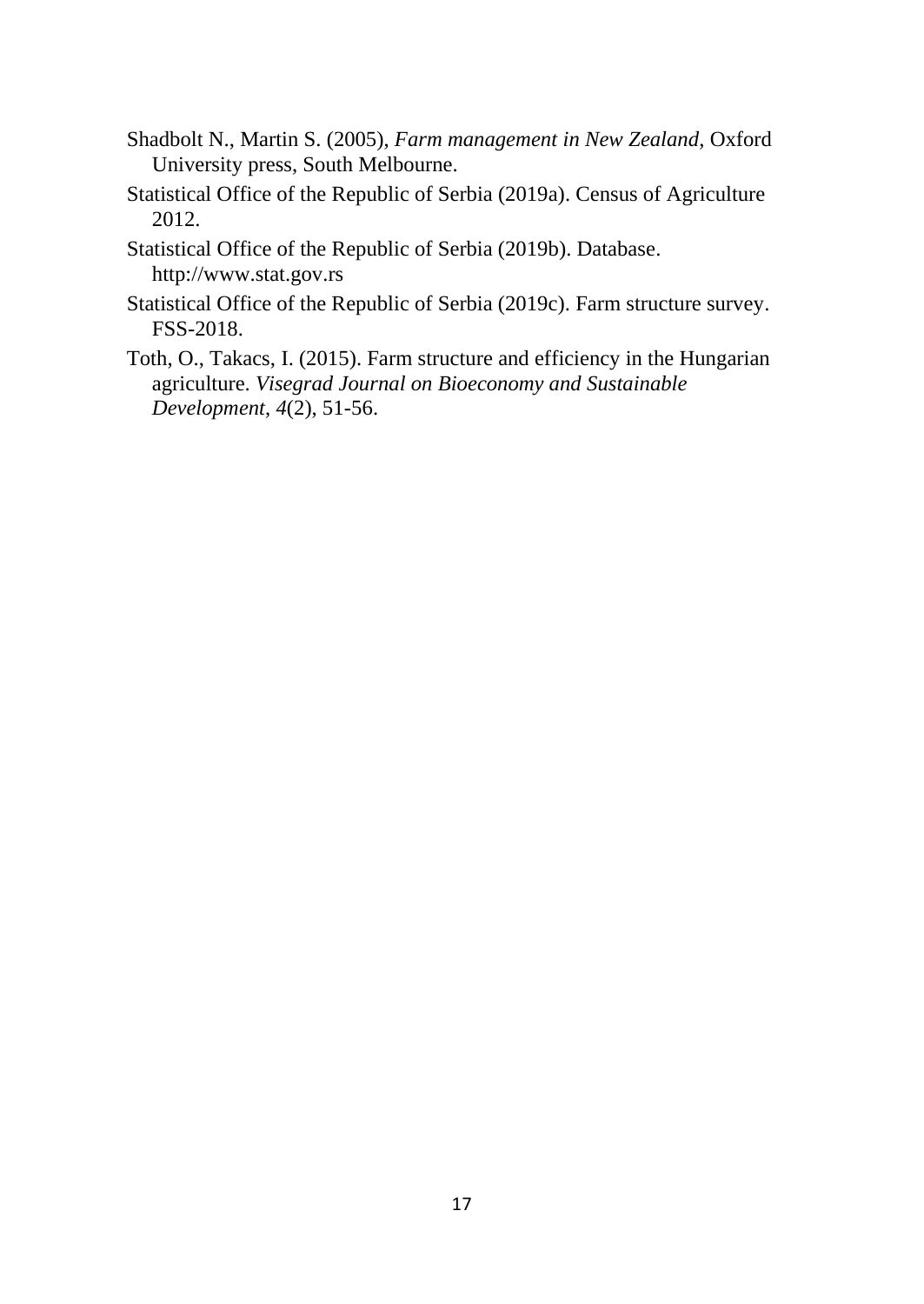Shadbolt N., Martin S. (2005), *Farm management in New Zealand*, Oxford University press, South Melbourne.

Statistical Office of the Republic of Serbia (2019a). Census of Agriculture 2012.

Statistical Office of the Republic of Serbia (2019b). Database. http://www.stat.gov.rs

Statistical Office of the Republic of Serbia (2019c). Farm structure survey. FSS-2018.

Toth, O., Takacs, I. (2015). Farm structure and efficiency in the Hungarian agriculture. *Visegrad Journal on Bioeconomy and Sustainable Development*, *4*(2), 51-56.